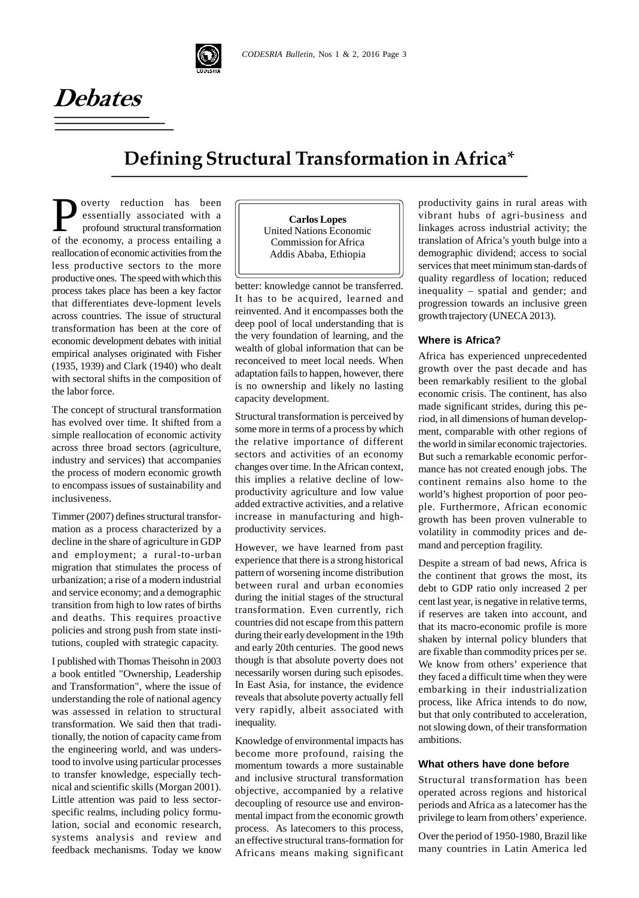# Debates

## Defining Structural Transformation in Africa*

**Carlos Lopes**
United Nations Economic Commission for Africa
Addis Ababa, Ethiopia

Poverty reduction has been essentially associated with a profound structural transformation of the economy, a process entailing a reallocation of economic activities from the less productive sectors to the more productive ones. The speed with which this process takes place has been a key factor that differentiates deve-lopment levels across countries. The issue of structural transformation has been at the core of economic development debates with initial empirical analyses originated with Fisher (1935, 1939) and Clark (1940) who dealt with sectoral shifts in the composition of the labor force.

The concept of structural transformation has evolved over time. It shifted from a simple reallocation of economic activity across three broad sectors (agriculture, industry and services) that accompanies the process of modern economic growth to encompass issues of sustainability and inclusiveness.

Timmer (2007) defines structural transformation as a process characterized by a decline in the share of agriculture in GDP and employment; a rural-to-urban migration that stimulates the process of urbanization; a rise of a modern industrial and service economy; and a demographic transition from high to low rates of births and deaths. This requires proactive policies and strong push from state institutions, coupled with strategic capacity.

I published with Thomas Theisohn in 2003 a book entitled "Ownership, Leadership and Transformation", where the issue of understanding the role of national agency was assessed in relation to structural transformation. We said then that traditionally, the notion of capacity came from the engineering world, and was understood to involve using particular processes to transfer knowledge, especially technical and scientific skills (Morgan 2001). Little attention was paid to less sector-specific realms, including policy formulation, social and economic research, systems analysis and review and feedback mechanisms. Today we know better: knowledge cannot be transferred. It has to be acquired, learned and reinvented. And it encompasses both the deep pool of local understanding that is the very foundation of learning, and the wealth of global information that can be reconceived to meet local needs. When adaptation fails to happen, however, there is no ownership and likely no lasting capacity development.

Structural transformation is perceived by some more in terms of a process by which the relative importance of different sectors and activities of an economy changes over time. In the African context, this implies a relative decline of low-productivity agriculture and low value added extractive activities, and a relative increase in manufacturing and high-productivity services.

However, we have learned from past experience that there is a strong historical pattern of worsening income distribution between rural and urban economies during the initial stages of the structural transformation. Even currently, rich countries did not escape from this pattern during their early development in the 19th and early 20th centuries. The good news though is that absolute poverty does not necessarily worsen during such episodes. In East Asia, for instance, the evidence reveals that absolute poverty actually fell very rapidly, albeit associated with inequality.

Knowledge of environmental impacts has become more profound, raising the momentum towards a more sustainable and inclusive structural transformation objective, accompanied by a relative decoupling of resource use and environmental impact from the economic growth process. As latecomers to this process, an effective structural trans-formation for Africans means making significant productivity gains in rural areas with vibrant hubs of agri-business and linkages across industrial activity; the translation of Africa's youth bulge into a demographic dividend; access to social services that meet minimum stan-dards of quality regardless of location; reduced inequality – spatial and gender; and progression towards an inclusive green growth trajectory (UNECA 2013).

### Where is Africa?

Africa has experienced unprecedented growth over the past decade and has been remarkably resilient to the global economic crisis. The continent, has also made significant strides, during this period, in all dimensions of human development, comparable with other regions of the world in similar economic trajectories. But such a remarkable economic performance has not created enough jobs. The continent remains also home to the world's highest proportion of poor people. Furthermore, African economic growth has been proven vulnerable to volatility in commodity prices and demand and perception fragility.

Despite a stream of bad news, Africa is the continent that grows the most, its debt to GDP ratio only increased 2 per cent last year, is negative in relative terms, if reserves are taken into account, and that its macro-economic profile is more shaken by internal policy blunders that are fixable than commodity prices per se. We know from others' experience that they faced a difficult time when they were embarking in their industrialization process, like Africa intends to do now, but that only contributed to acceleration, not slowing down, of their transformation ambitions.

### What others have done before

Structural transformation has been operated across regions and historical periods and Africa as a latecomer has the privilege to learn from others' experience.

Over the period of 1950-1980, Brazil like many countries in Latin America led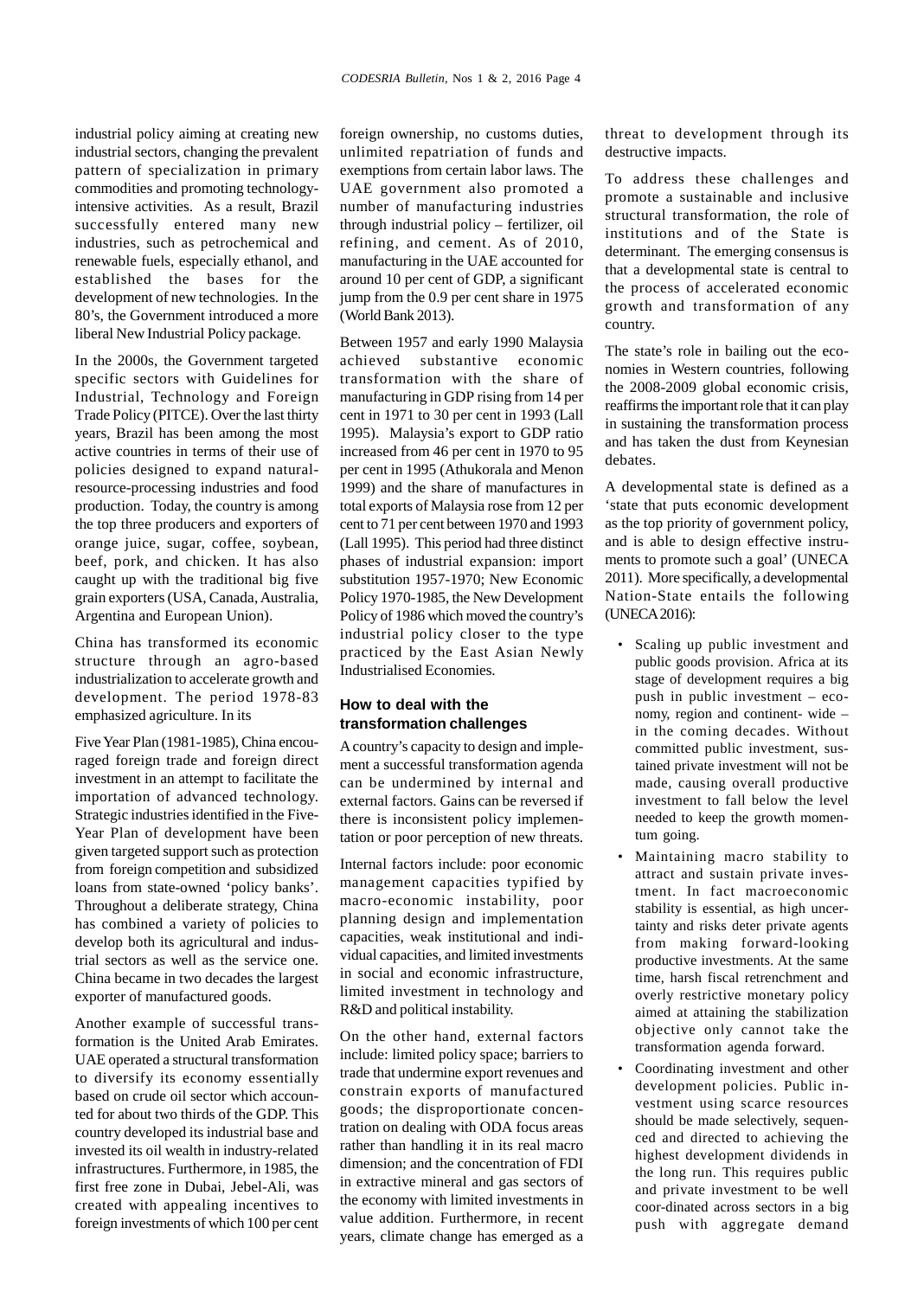industrial policy aiming at creating new industrial sectors, changing the prevalent pattern of specialization in primary commodities and promoting technology-intensive activities. As a result, Brazil successfully entered many new industries, such as petrochemical and renewable fuels, especially ethanol, and established the bases for the development of new technologies. In the 80's, the Government introduced a more liberal New Industrial Policy package.

In the 2000s, the Government targeted specific sectors with Guidelines for Industrial, Technology and Foreign Trade Policy (PITCE). Over the last thirty years, Brazil has been among the most active countries in terms of their use of policies designed to expand natural-resource-processing industries and food production. Today, the country is among the top three producers and exporters of orange juice, sugar, coffee, soybean, beef, pork, and chicken. It has also caught up with the traditional big five grain exporters (USA, Canada, Australia, Argentina and European Union).

China has transformed its economic structure through an agro-based industrialization to accelerate growth and development. The period 1978-83 emphasized agriculture. In its

Five Year Plan (1981-1985), China encouraged foreign trade and foreign direct investment in an attempt to facilitate the importation of advanced technology. Strategic industries identified in the Five-Year Plan of development have been given targeted support such as protection from foreign competition and subsidized loans from state-owned 'policy banks'. Throughout a deliberate strategy, China has combined a variety of policies to develop both its agricultural and industrial sectors as well as the service one. China became in two decades the largest exporter of manufactured goods.

Another example of successful transformation is the United Arab Emirates. UAE operated a structural transformation to diversify its economy essentially based on crude oil sector which accounted for about two thirds of the GDP. This country developed its industrial base and invested its oil wealth in industry-related infrastructures. Furthermore, in 1985, the first free zone in Dubai, Jebel-Ali, was created with appealing incentives to foreign investments of which 100 per cent foreign ownership, no customs duties, unlimited repatriation of funds and exemptions from certain labor laws. The UAE government also promoted a number of manufacturing industries through industrial policy – fertilizer, oil refining, and cement. As of 2010, manufacturing in the UAE accounted for around 10 per cent of GDP, a significant jump from the 0.9 per cent share in 1975 (World Bank 2013).

Between 1957 and early 1990 Malaysia achieved substantive economic transformation with the share of manufacturing in GDP rising from 14 per cent in 1971 to 30 per cent in 1993 (Lall 1995). Malaysia's export to GDP ratio increased from 46 per cent in 1970 to 95 per cent in 1995 (Athukorala and Menon 1999) and the share of manufactures in total exports of Malaysia rose from 12 per cent to 71 per cent between 1970 and 1993 (Lall 1995). This period had three distinct phases of industrial expansion: import substitution 1957-1970; New Economic Policy 1970-1985, the New Development Policy of 1986 which moved the country's industrial policy closer to the type practiced by the East Asian Newly Industrialised Economies.

### How to deal with the transformation challenges

A country's capacity to design and implement a successful transformation agenda can be undermined by internal and external factors. Gains can be reversed if there is inconsistent policy implementation or poor perception of new threats.

Internal factors include: poor economic management capacities typified by macro-economic instability, poor planning design and implementation capacities, weak institutional and individual capacities, and limited investments in social and economic infrastructure, limited investment in technology and R&D and political instability.

On the other hand, external factors include: limited policy space; barriers to trade that undermine export revenues and constrain exports of manufactured goods; the disproportionate concentration on dealing with ODA focus areas rather than handling it in its real macro dimension; and the concentration of FDI in extractive mineral and gas sectors of the economy with limited investments in value addition. Furthermore, in recent years, climate change has emerged as a threat to development through its destructive impacts.

To address these challenges and promote a sustainable and inclusive structural transformation, the role of institutions and of the State is determinant. The emerging consensus is that a developmental state is central to the process of accelerated economic growth and transformation of any country.

The state's role in bailing out the economies in Western countries, following the 2008-2009 global economic crisis, reaffirms the important role that it can play in sustaining the transformation process and has taken the dust from Keynesian debates.

A developmental state is defined as a 'state that puts economic development as the top priority of government policy, and is able to design effective instruments to promote such a goal' (UNECA 2011). More specifically, a developmental Nation-State entails the following (UNECA 2016):

- Scaling up public investment and public goods provision. Africa at its stage of development requires a big push in public investment – economy, region and continent- wide – in the coming decades. Without committed public investment, sustained private investment will not be made, causing overall productive investment to fall below the level needed to keep the growth momentum going.
- Maintaining macro stability to attract and sustain private investment. In fact macroeconomic stability is essential, as high uncertainty and risks deter private agents from making forward-looking productive investments. At the same time, harsh fiscal retrenchment and overly restrictive monetary policy aimed at attaining the stabilization objective only cannot take the transformation agenda forward.
- Coordinating investment and other development policies. Public investment using scarce resources should be made selectively, sequenced and directed to achieving the highest development dividends in the long run. This requires public and private investment to be well coordinated across sectors in a big push with aggregate demand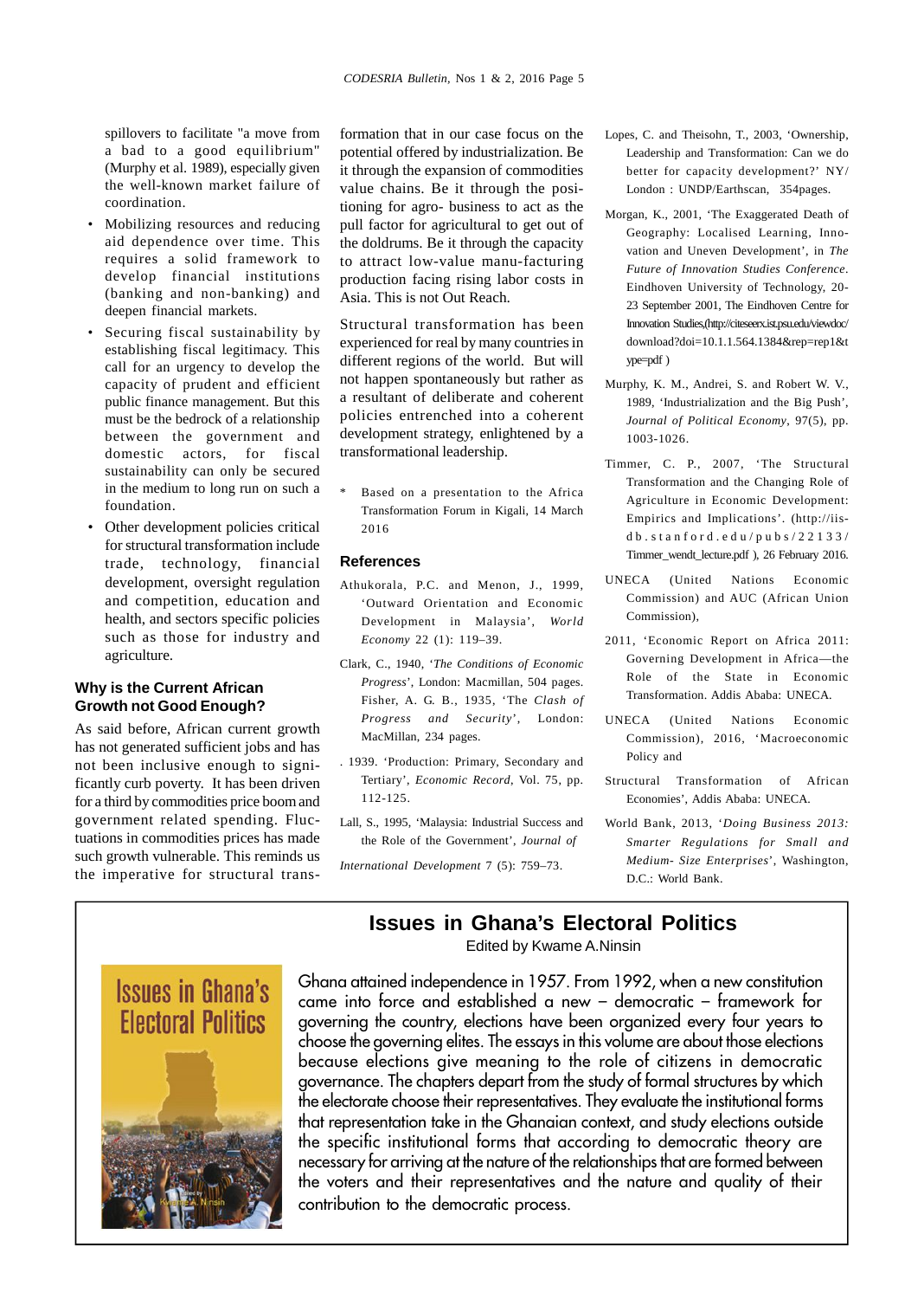spillovers to facilitate "a move from a bad to a good equilibrium" (Murphy et al. 1989), especially given the well-known market failure of coordination.

- Mobilizing resources and reducing aid dependence over time. This requires a solid framework to develop financial institutions (banking and non-banking) and deepen financial markets.
- Securing fiscal sustainability by establishing fiscal legitimacy. This call for an urgency to develop the capacity of prudent and efficient public finance management. But this must be the bedrock of a relationship between the government and domestic actors, for fiscal sustainability can only be secured in the medium to long run on such a foundation.
- Other development policies critical for structural transformation include trade, technology, financial development, oversight regulation and competition, education and health, and sectors specific policies such as those for industry and agriculture.

### Why is the Current African Growth not Good Enough?

As said before, African current growth has not generated sufficient jobs and has not been inclusive enough to significantly curb poverty. It has been driven for a third by commodities price boom and government related spending. Fluctuations in commodities prices has made such growth vulnerable. This reminds us the imperative for structural transformation that in our case focus on the potential offered by industrialization. Be it through the expansion of commodities value chains. Be it through the positioning for agro- business to act as the pull factor for agricultural to get out of the doldrums. Be it through the capacity to attract low-value manu-facturing production facing rising labor costs in Asia. This is not Out Reach.

Structural transformation has been experienced for real by many countries in different regions of the world. But will not happen spontaneously but rather as a resultant of deliberate and coherent policies entrenched into a coherent development strategy, enlightened by a transformational leadership.

\* Based on a presentation to the Africa Transformation Forum in Kigali, 14 March 2016

### References

Athukorala, P.C. and Menon, J., 1999, 'Outward Orientation and Economic Development in Malaysia', *World Economy* 22 (1): 119–39.

Clark, C., 1940, '*The Conditions of Economic Progress*', London: Macmillan, 504 pages. Fisher, A. G. B., 1935, 'The *Clash of Progress and Security*', London: MacMillan, 234 pages.

. 1939. 'Production: Primary, Secondary and Tertiary', *Economic Record*, Vol. 75, pp. 112-125.

Lall, S., 1995, 'Malaysia: Industrial Success and the Role of the Government', *Journal of International Development* 7 (5): 759–73.

Lopes, C. and Theisohn, T., 2003, 'Ownership, Leadership and Transformation: Can we do better for capacity development?' NY/ London : UNDP/Earthscan, 354pages.

Morgan, K., 2001, 'The Exaggerated Death of Geography: Localised Learning, Innovation and Uneven Development', in *The Future of Innovation Studies Conference*. Eindhoven University of Technology, 20-23 September 2001, The Eindhoven Centre for Innovation Studies,(http://citeseerx.ist.psu.edu/viewdoc/download?doi=10.1.1.564.1384&rep=rep1&type=pdf )

Murphy, K. M., Andrei, S. and Robert W. V., 1989, 'Industrialization and the Big Push', *Journal of Political Economy*, 97(5), pp. 1003-1026.

Timmer, C. P., 2007, 'The Structural Transformation and the Changing Role of Agriculture in Economic Development: Empirics and Implications'. (http://iis-db.stanford.edu/pubs/22133/Timmer_wendt_lecture.pdf ), 26 February 2016.

UNECA (United Nations Economic Commission) and AUC (African Union Commission),

2011, 'Economic Report on Africa 2011: Governing Development in Africa—the Role of the State in Economic Transformation. Addis Ababa: UNECA.

UNECA (United Nations Economic Commission), 2016, 'Macroeconomic Policy and

Structural Transformation of African Economies', Addis Ababa: UNECA.

World Bank, 2013, '*Doing Business 2013: Smarter Regulations for Small and Medium- Size Enterprises*', Washington, D.C.: World Bank.

## Issues in Ghana's Electoral Politics

Edited by Kwame A.Ninsin

Ghana attained independence in 1957. From 1992, when a new constitution came into force and established a new – democratic – framework for governing the country, elections have been organized every four years to choose the governing elites. The essays in this volume are about those elections because elections give meaning to the role of citizens in democratic governance. The chapters depart from the study of formal structures by which the electorate choose their representatives. They evaluate the institutional forms that representation take in the Ghanaian context, and study elections outside the specific institutional forms that according to democratic theory are necessary for arriving at the nature of the relationships that are formed between the voters and their representatives and the nature and quality of their contribution to the democratic process.